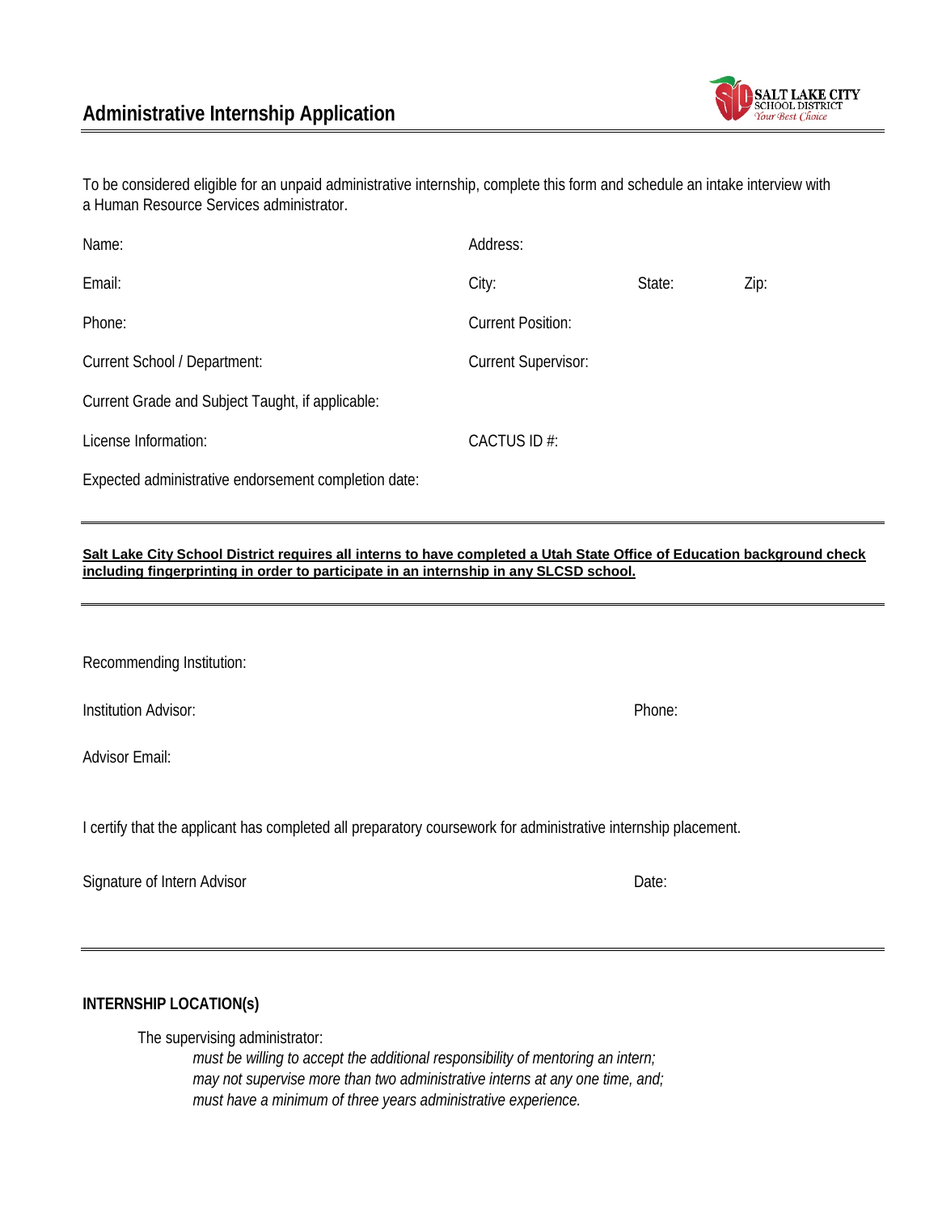# Administrative Internship Application

To be considered eligible for an unpaid administrative internship, complete this form and schedule an intake interview with a Human Resource Services administrator.

Name:

Address:

Email:

City: State: Zip:

Phone:

Current Position:

Current School / Department:

Current Supervisor:

Current Grade and Subject Taught, if applicable:

License Information:

CACTUS ID #:

Expected administrative endorsement completion date:

---

**Salt Lake City School District requires all interns to have completed a Utah State Office of Education background check including fingerprinting in order to participate in an internship in any SLCSD school.**

---

Recommending Institution:

Institution Advisor: Phone:

Advisor Email:

I certify that the applicant has completed all preparatory coursework for administrative internship placement.

Signature of Intern Advisor Date:

---

**INTERNSHIP LOCATION(s)**

The supervising administrator:

*must be willing to accept the additional responsibility of mentoring an intern;*
*may not supervise more than two administrative interns at any one time, and;*
*must have a minimum of three years administrative experience.*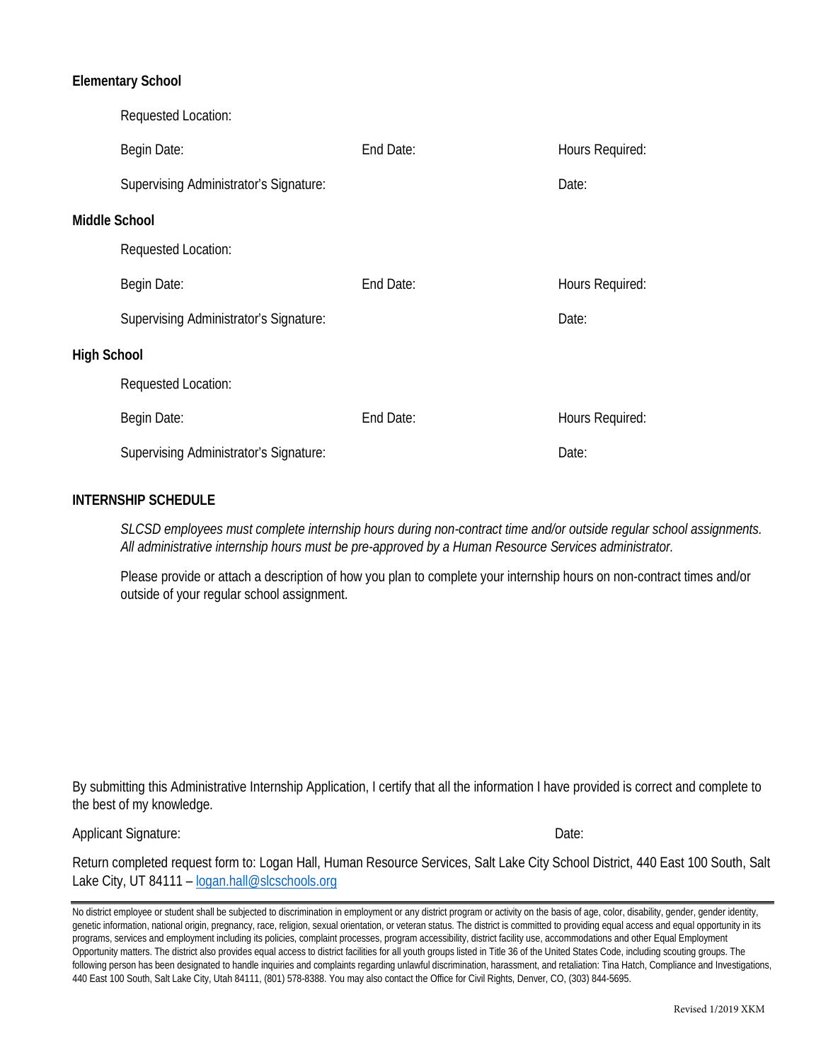**Elementary School**

Requested Location:

Begin Date: End Date: Hours Required:

Supervising Administrator's Signature: Date:

**Middle School**

Requested Location:

Begin Date: End Date: Hours Required:

Supervising Administrator's Signature: Date:

**High School**

Requested Location:

Begin Date: End Date: Hours Required:

Supervising Administrator's Signature: Date:

**INTERNSHIP SCHEDULE**

*SLCSD employees must complete internship hours during non-contract time and/or outside regular school assignments. All administrative internship hours must be pre-approved by a Human Resource Services administrator.*

Please provide or attach a description of how you plan to complete your internship hours on non-contract times and/or outside of your regular school assignment.

By submitting this Administrative Internship Application, I certify that all the information I have provided is correct and complete to the best of my knowledge.

Applicant Signature: Date:

Return completed request form to: Logan Hall, Human Resource Services, Salt Lake City School District, 440 East 100 South, Salt Lake City, UT 84111 – logan.hall@slcschools.org

---

No district employee or student shall be subjected to discrimination in employment or any district program or activity on the basis of age, color, disability, gender, gender identity, genetic information, national origin, pregnancy, race, religion, sexual orientation, or veteran status. The district is committed to providing equal access and equal opportunity in its programs, services and employment including its policies, complaint processes, program accessibility, district facility use, accommodations and other Equal Employment Opportunity matters. The district also provides equal access to district facilities for all youth groups listed in Title 36 of the United States Code, including scouting groups. The following person has been designated to handle inquiries and complaints regarding unlawful discrimination, harassment, and retaliation: Tina Hatch, Compliance and Investigations, 440 East 100 South, Salt Lake City, Utah 84111, (801) 578-8388. You may also contact the Office for Civil Rights, Denver, CO, (303) 844-5695.

Revised 1/2019 XKM